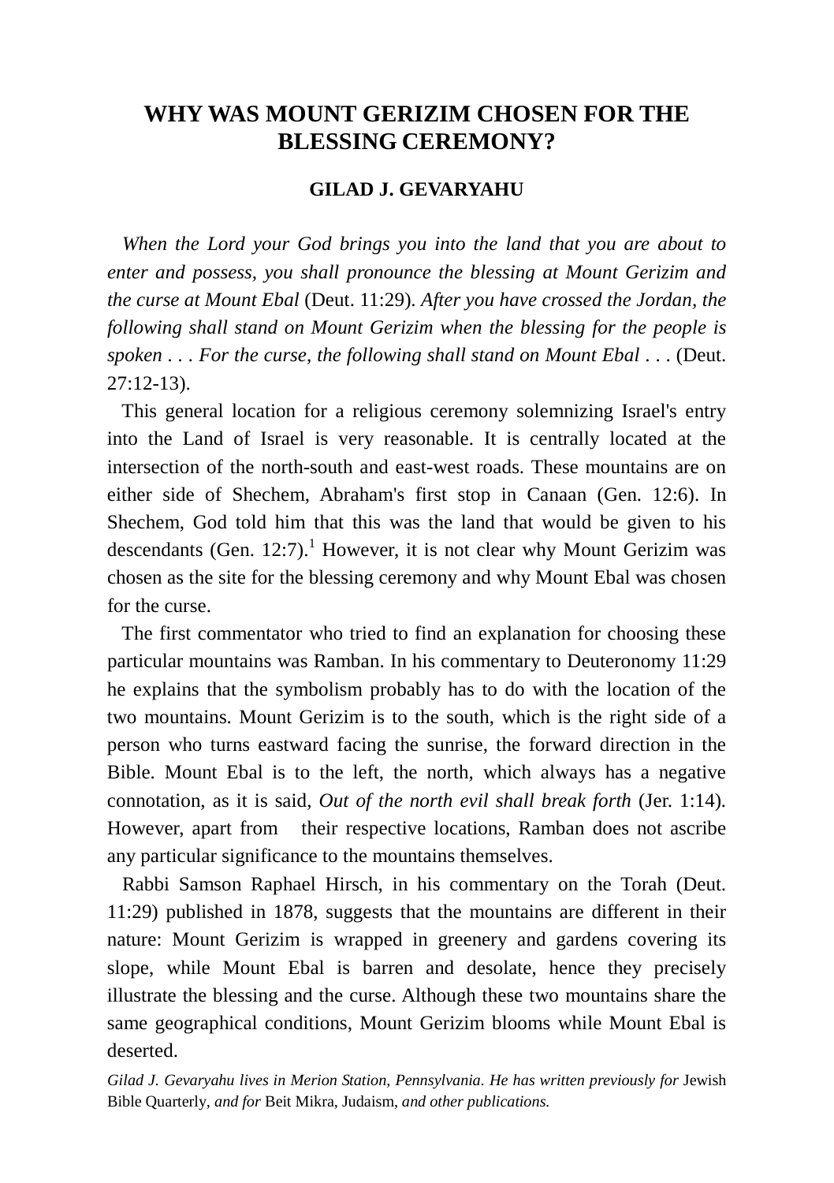# WHY WAS MOUNT GERIZIM CHOSEN FOR THE BLESSING CEREMONY?

**GILAD J. GEVARYAHU**

*When the Lord your God brings you into the land that you are about to enter and possess, you shall pronounce the blessing at Mount Gerizim and the curse at Mount Ebal* (Deut. 11:29). *After you have crossed the Jordan, the following shall stand on Mount Gerizim when the blessing for the people is spoken . . . For the curse, the following shall stand on Mount Ebal . . .* (Deut. 27:12-13).

This general location for a religious ceremony solemnizing Israel's entry into the Land of Israel is very reasonable. It is centrally located at the intersection of the north-south and east-west roads. These mountains are on either side of Shechem, Abraham's first stop in Canaan (Gen. 12:6). In Shechem, God told him that this was the land that would be given to his descendants (Gen. 12:7).[1] However, it is not clear why Mount Gerizim was chosen as the site for the blessing ceremony and why Mount Ebal was chosen for the curse.

The first commentator who tried to find an explanation for choosing these particular mountains was Ramban. In his commentary to Deuteronomy 11:29 he explains that the symbolism probably has to do with the location of the two mountains. Mount Gerizim is to the south, which is the right side of a person who turns eastward facing the sunrise, the forward direction in the Bible. Mount Ebal is to the left, the north, which always has a negative connotation, as it is said, *Out of the north evil shall break forth* (Jer. 1:14). However, apart from their respective locations, Ramban does not ascribe any particular significance to the mountains themselves.

Rabbi Samson Raphael Hirsch, in his commentary on the Torah (Deut. 11:29) published in 1878, suggests that the mountains are different in their nature: Mount Gerizim is wrapped in greenery and gardens covering its slope, while Mount Ebal is barren and desolate, hence they precisely illustrate the blessing and the curse. Although these two mountains share the same geographical conditions, Mount Gerizim blooms while Mount Ebal is deserted.

*Gilad J. Gevaryahu lives in Merion Station, Pennsylvania. He has written previously for* Jewish Bible Quarterly, *and for* Beit Mikra, Judaism, *and other publications.*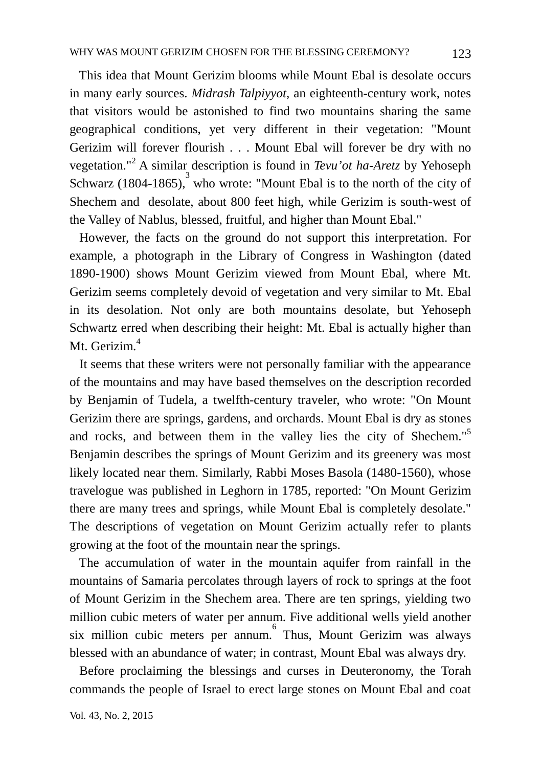This idea that Mount Gerizim blooms while Mount Ebal is desolate occurs in many early sources. *Midrash Talpiyyot*, an eighteenth-century work, notes that visitors would be astonished to find two mountains sharing the same geographical conditions, yet very different in their vegetation: "Mount Gerizim will forever flourish . . . Mount Ebal will forever be dry with no vegetation."[2] A similar description is found in *Tevu'ot ha-Aretz* by Yehoseph Schwarz (1804-1865),[3] who wrote: "Mount Ebal is to the north of the city of Shechem and desolate, about 800 feet high, while Gerizim is south-west of the Valley of Nablus, blessed, fruitful, and higher than Mount Ebal."

However, the facts on the ground do not support this interpretation. For example, a photograph in the Library of Congress in Washington (dated 1890-1900) shows Mount Gerizim viewed from Mount Ebal, where Mt. Gerizim seems completely devoid of vegetation and very similar to Mt. Ebal in its desolation. Not only are both mountains desolate, but Yehoseph Schwartz erred when describing their height: Mt. Ebal is actually higher than Mt. Gerizim.[4]

It seems that these writers were not personally familiar with the appearance of the mountains and may have based themselves on the description recorded by Benjamin of Tudela, a twelfth-century traveler, who wrote: "On Mount Gerizim there are springs, gardens, and orchards. Mount Ebal is dry as stones and rocks, and between them in the valley lies the city of Shechem."[5] Benjamin describes the springs of Mount Gerizim and its greenery was most likely located near them. Similarly, Rabbi Moses Basola (1480-1560), whose travelogue was published in Leghorn in 1785, reported: "On Mount Gerizim there are many trees and springs, while Mount Ebal is completely desolate." The descriptions of vegetation on Mount Gerizim actually refer to plants growing at the foot of the mountain near the springs.

The accumulation of water in the mountain aquifer from rainfall in the mountains of Samaria percolates through layers of rock to springs at the foot of Mount Gerizim in the Shechem area. There are ten springs, yielding two million cubic meters of water per annum. Five additional wells yield another six million cubic meters per annum.[6] Thus, Mount Gerizim was always blessed with an abundance of water; in contrast, Mount Ebal was always dry.

Before proclaiming the blessings and curses in Deuteronomy, the Torah commands the people of Israel to erect large stones on Mount Ebal and coat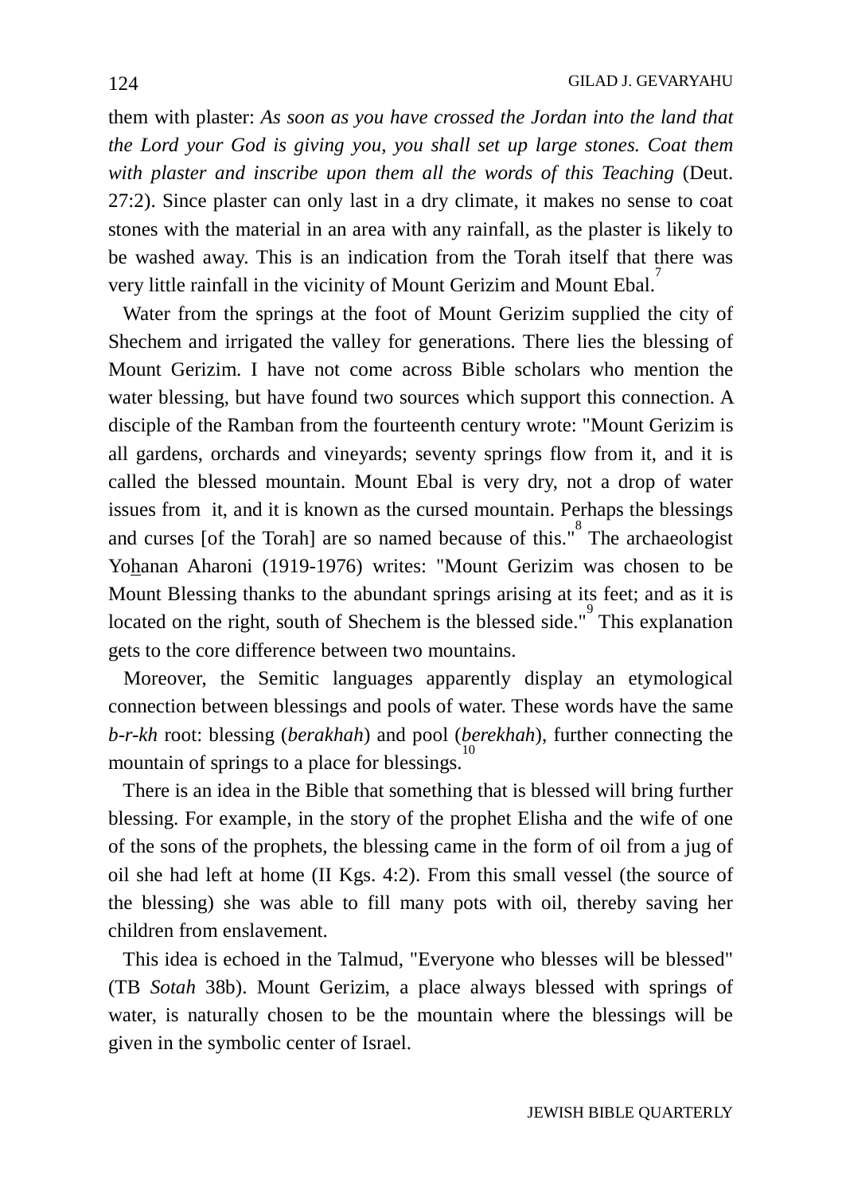them with plaster: *As soon as you have crossed the Jordan into the land that the Lord your God is giving you, you shall set up large stones. Coat them with plaster and inscribe upon them all the words of this Teaching* (Deut. 27:2). Since plaster can only last in a dry climate, it makes no sense to coat stones with the material in an area with any rainfall, as the plaster is likely to be washed away. This is an indication from the Torah itself that there was very little rainfall in the vicinity of Mount Gerizim and Mount Ebal.[7]

Water from the springs at the foot of Mount Gerizim supplied the city of Shechem and irrigated the valley for generations. There lies the blessing of Mount Gerizim. I have not come across Bible scholars who mention the water blessing, but have found two sources which support this connection. A disciple of the Ramban from the fourteenth century wrote: "Mount Gerizim is all gardens, orchards and vineyards; seventy springs flow from it, and it is called the blessed mountain. Mount Ebal is very dry, not a drop of water issues from it, and it is known as the cursed mountain. Perhaps the blessings and curses [of the Torah] are so named because of this."[8] The archaeologist Yohanan Aharoni (1919-1976) writes: "Mount Gerizim was chosen to be Mount Blessing thanks to the abundant springs arising at its feet; and as it is located on the right, south of Shechem is the blessed side."[9] This explanation gets to the core difference between two mountains.

Moreover, the Semitic languages apparently display an etymological connection between blessings and pools of water. These words have the same *b-r-kh* root: blessing (*berakhah*) and pool (*berekhah*), further connecting the mountain of springs to a place for blessings.[10]

There is an idea in the Bible that something that is blessed will bring further blessing. For example, in the story of the prophet Elisha and the wife of one of the sons of the prophets, the blessing came in the form of oil from a jug of oil she had left at home (II Kgs. 4:2). From this small vessel (the source of the blessing) she was able to fill many pots with oil, thereby saving her children from enslavement.

This idea is echoed in the Talmud, "Everyone who blesses will be blessed" (TB *Sotah* 38b). Mount Gerizim, a place always blessed with springs of water, is naturally chosen to be the mountain where the blessings will be given in the symbolic center of Israel.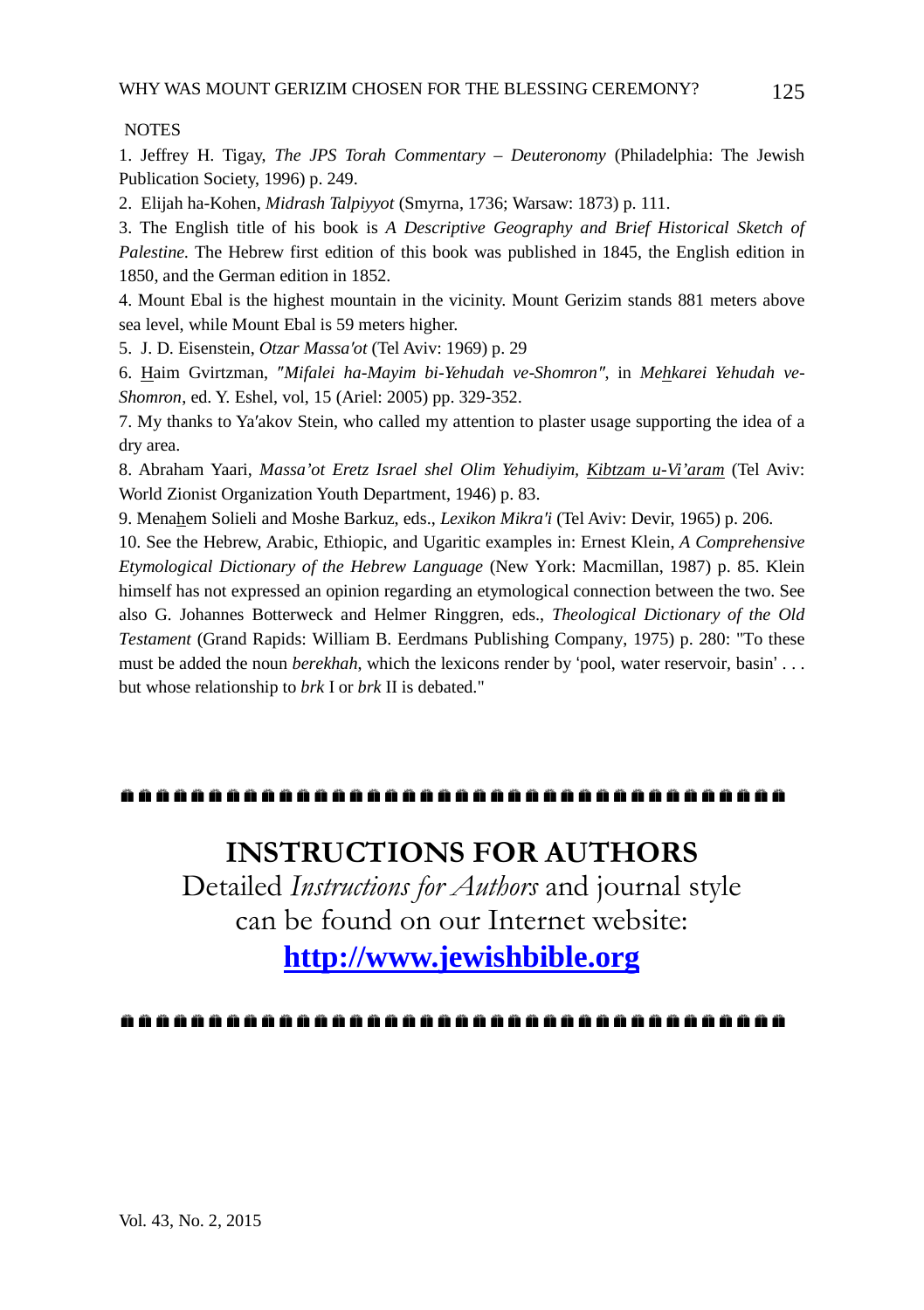NOTES

1. Jeffrey H. Tigay, *The JPS Torah Commentary – Deuteronomy* (Philadelphia: The Jewish Publication Society, 1996) p. 249.

2. Elijah ha-Kohen, *Midrash Talpiyyot* (Smyrna, 1736; Warsaw: 1873) p. 111.

3. The English title of his book is *A Descriptive Geography and Brief Historical Sketch of Palestine.* The Hebrew first edition of this book was published in 1845, the English edition in 1850, and the German edition in 1852.

4. Mount Ebal is the highest mountain in the vicinity. Mount Gerizim stands 881 meters above sea level, while Mount Ebal is 59 meters higher.

5. J. D. Eisenstein, *Otzar Massa'ot* (Tel Aviv: 1969) p. 29

6. Haim Gvirtzman, *"Mifalei ha-Mayim bi-Yehudah ve-Shomron"*, in *Mehkarei Yehudah ve-Shomron*, ed. Y. Eshel, vol, 15 (Ariel: 2005) pp. 329-352.

7. My thanks to Ya'akov Stein, who called my attention to plaster usage supporting the idea of a dry area.

8. Abraham Yaari, *Massa'ot Eretz Israel shel Olim Yehudiyim*, *Kibtzam u-Vi'aram* (Tel Aviv: World Zionist Organization Youth Department, 1946) p. 83.

9. Menahem Solieli and Moshe Barkuz, eds., *Lexikon Mikra'i* (Tel Aviv: Devir, 1965) p. 206.

10. See the Hebrew, Arabic, Ethiopic, and Ugaritic examples in: Ernest Klein, *A Comprehensive Etymological Dictionary of the Hebrew Language* (New York: Macmillan, 1987) p. 85. Klein himself has not expressed an opinion regarding an etymological connection between the two. See also G. Johannes Botterweck and Helmer Ringgren, eds., *Theological Dictionary of the Old Testament* (Grand Rapids: William B. Eerdmans Publishing Company, 1975) p. 280: "To these must be added the noun *berekhah*, which the lexicons render by 'pool, water reservoir, basin' . . . but whose relationship to *brk* I or *brk* II is debated."

---

## INSTRUCTIONS FOR AUTHORS

Detailed *Instructions for Authors* and journal style can be found on our Internet website:

**http://www.jewishbible.org**

---